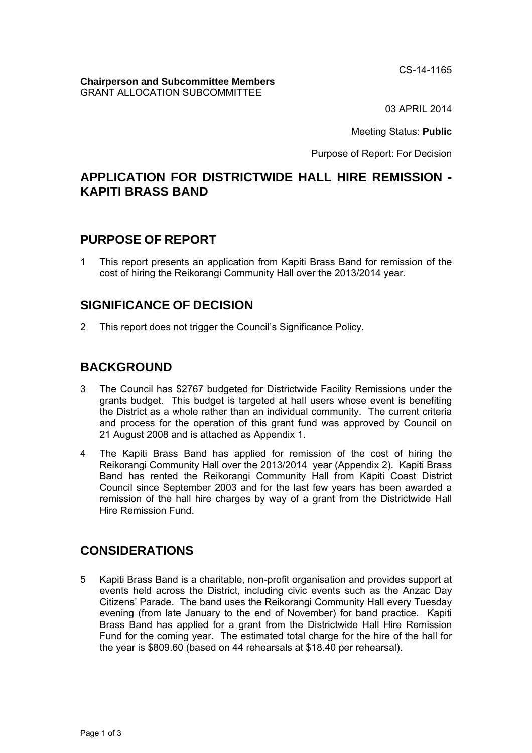CS-14-1165

**Chairperson and Subcommittee Members**
GRANT ALLOCATION SUBCOMMITTEE

03 APRIL 2014

Meeting Status: **Public**

Purpose of Report: For Decision

# APPLICATION FOR DISTRICTWIDE HALL HIRE REMISSION - KAPITI BRASS BAND

## PURPOSE OF REPORT

1 This report presents an application from Kapiti Brass Band for remission of the cost of hiring the Reikorangi Community Hall over the 2013/2014 year.

## SIGNIFICANCE OF DECISION

2 This report does not trigger the Council's Significance Policy.

## BACKGROUND

3 The Council has $2767 budgeted for Districtwide Facility Remissions under the grants budget. This budget is targeted at hall users whose event is benefiting the District as a whole rather than an individual community. The current criteria and process for the operation of this grant fund was approved by Council on 21 August 2008 and is attached as Appendix 1.

4 The Kapiti Brass Band has applied for remission of the cost of hiring the Reikorangi Community Hall over the 2013/2014 year (Appendix 2). Kapiti Brass Band has rented the Reikorangi Community Hall from Kāpiti Coast District Council since September 2003 and for the last few years has been awarded a remission of the hall hire charges by way of a grant from the Districtwide Hall Hire Remission Fund.

## CONSIDERATIONS

5 Kapiti Brass Band is a charitable, non-profit organisation and provides support at events held across the District, including civic events such as the Anzac Day Citizens' Parade. The band uses the Reikorangi Community Hall every Tuesday evening (from late January to the end of November) for band practice. Kapiti Brass Band has applied for a grant from the Districtwide Hall Hire Remission Fund for the coming year. The estimated total charge for the hire of the hall for the year is $809.60 (based on 44 rehearsals at $18.40 per rehearsal).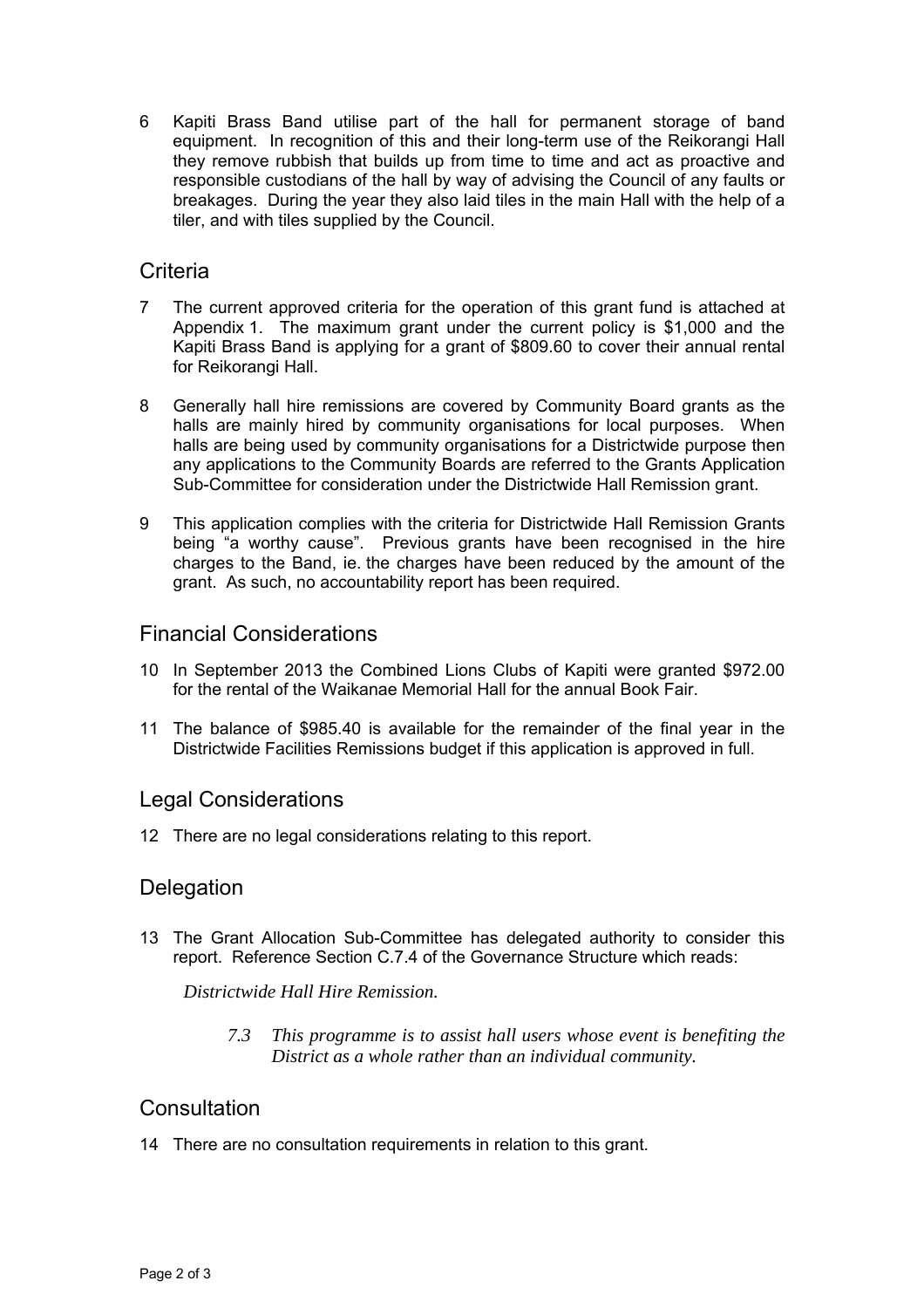6 Kapiti Brass Band utilise part of the hall for permanent storage of band equipment. In recognition of this and their long-term use of the Reikorangi Hall they remove rubbish that builds up from time to time and act as proactive and responsible custodians of the hall by way of advising the Council of any faults or breakages. During the year they also laid tiles in the main Hall with the help of a tiler, and with tiles supplied by the Council.

## Criteria

7 The current approved criteria for the operation of this grant fund is attached at Appendix 1. The maximum grant under the current policy is $1,000 and the Kapiti Brass Band is applying for a grant of $809.60 to cover their annual rental for Reikorangi Hall.

8 Generally hall hire remissions are covered by Community Board grants as the halls are mainly hired by community organisations for local purposes. When halls are being used by community organisations for a Districtwide purpose then any applications to the Community Boards are referred to the Grants Application Sub-Committee for consideration under the Districtwide Hall Remission grant.

9 This application complies with the criteria for Districtwide Hall Remission Grants being "a worthy cause". Previous grants have been recognised in the hire charges to the Band, ie. the charges have been reduced by the amount of the grant. As such, no accountability report has been required.

## Financial Considerations

10 In September 2013 the Combined Lions Clubs of Kapiti were granted $972.00 for the rental of the Waikanae Memorial Hall for the annual Book Fair.

11 The balance of $985.40 is available for the remainder of the final year in the Districtwide Facilities Remissions budget if this application is approved in full.

## Legal Considerations

12 There are no legal considerations relating to this report.

## Delegation

13 The Grant Allocation Sub-Committee has delegated authority to consider this report. Reference Section C.7.4 of the Governance Structure which reads:

*Districtwide Hall Hire Remission.*

> *7.3 This programme is to assist hall users whose event is benefiting the District as a whole rather than an individual community.*

## Consultation

14 There are no consultation requirements in relation to this grant.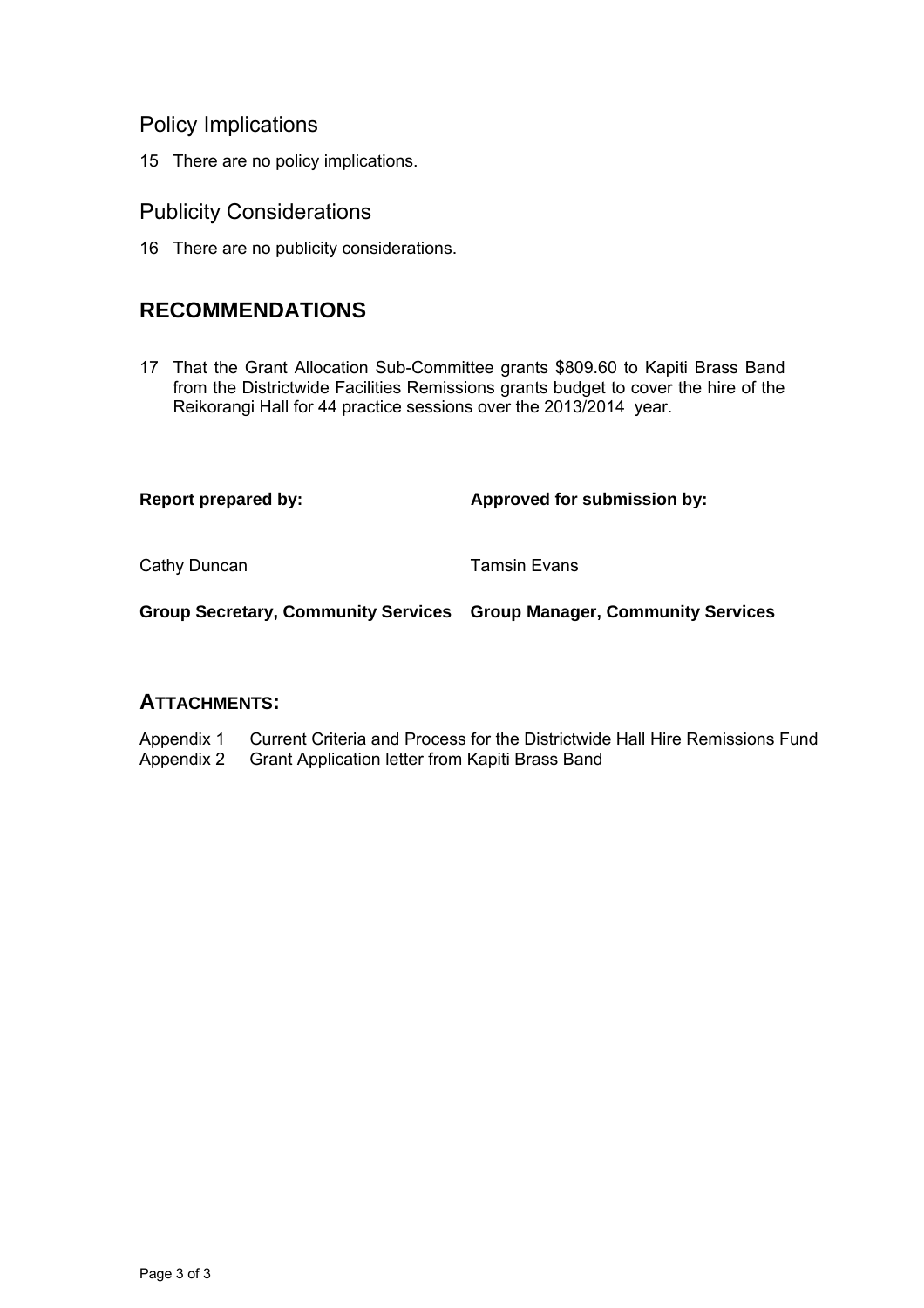## Policy Implications

15 There are no policy implications.

## Publicity Considerations

16 There are no publicity considerations.

# RECOMMENDATIONS

17 That the Grant Allocation Sub-Committee grants $809.60 to Kapiti Brass Band from the Districtwide Facilities Remissions grants budget to cover the hire of the Reikorangi Hall for 44 practice sessions over the 2013/2014 year.

| **Report prepared by:** | **Approved for submission by:** |
|---|---|
| Cathy Duncan | Tamsin Evans |
| **Group Secretary, Community Services** | **Group Manager, Community Services** |

## ATTACHMENTS:

Appendix 1 Current Criteria and Process for the Districtwide Hall Hire Remissions Fund
Appendix 2 Grant Application letter from Kapiti Brass Band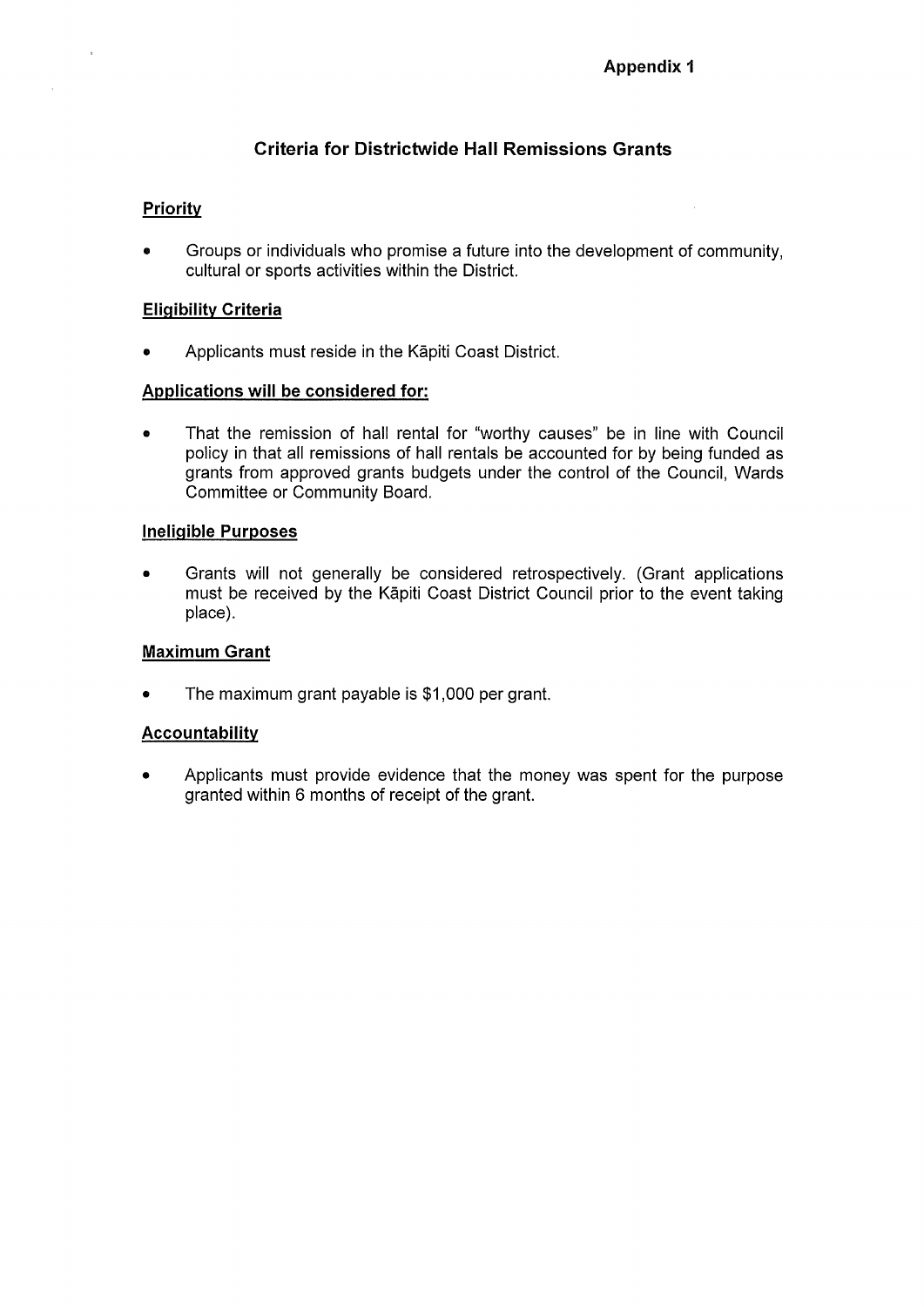**Appendix 1**

## Criteria for Districtwide Hall Remissions Grants

### Priority

- Groups or individuals who promise a future into the development of community, cultural or sports activities within the District.

### Eligibility Criteria

- Applicants must reside in the Kāpiti Coast District.

### Applications will be considered for:

- That the remission of hall rental for "worthy causes" be in line with Council policy in that all remissions of hall rentals be accounted for by being funded as grants from approved grants budgets under the control of the Council, Wards Committee or Community Board.

### Ineligible Purposes

- Grants will not generally be considered retrospectively. (Grant applications must be received by the Kāpiti Coast District Council prior to the event taking place).

### Maximum Grant

- The maximum grant payable is $1,000 per grant.

### Accountability

- Applicants must provide evidence that the money was spent for the purpose granted within 6 months of receipt of the grant.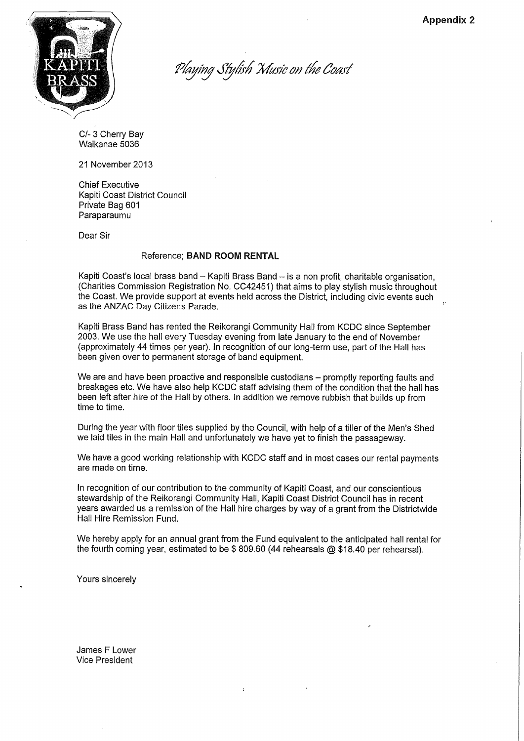**Appendix 2**

*Playing Stylish Music on the Coast*

C/- 3 Cherry Bay
Waikanae 5036

21 November 2013

Chief Executive
Kapiti Coast District Council
Private Bag 601
Paraparaumu

Dear Sir

Reference; **BAND ROOM RENTAL**

Kapiti Coast's local brass band – Kapiti Brass Band – is a non profit, charitable organisation, (Charities Commission Registration No. CC42451) that aims to play stylish music throughout the Coast. We provide support at events held across the District, including civic events such as the ANZAC Day Citizens Parade.

Kapiti Brass Band has rented the Reikorangi Community Hall from KCDC since September 2003. We use the hall every Tuesday evening from late January to the end of November (approximately 44 times per year). In recognition of our long-term use, part of the Hall has been given over to permanent storage of band equipment.

We are and have been proactive and responsible custodians – promptly reporting faults and breakages etc. We have also help KCDC staff advising them of the condition that the hall has been left after hire of the Hall by others. In addition we remove rubbish that builds up from time to time.

During the year with floor tiles supplied by the Council, with help of a tiller of the Men's Shed we laid tiles in the main Hall and unfortunately we have yet to finish the passageway.

We have a good working relationship with KCDC staff and in most cases our rental payments are made on time.

In recognition of our contribution to the community of Kapiti Coast, and our conscientious stewardship of the Reikorangi Community Hall, Kapiti Coast District Council has in recent years awarded us a remission of the Hall hire charges by way of a grant from the Districtwide Hall Hire Remission Fund.

We hereby apply for an annual grant from the Fund equivalent to the anticipated hall rental for the fourth coming year, estimated to be $ 809.60 (44 rehearsals @ $18.40 per rehearsal).

Yours sincerely

James F Lower
Vice President